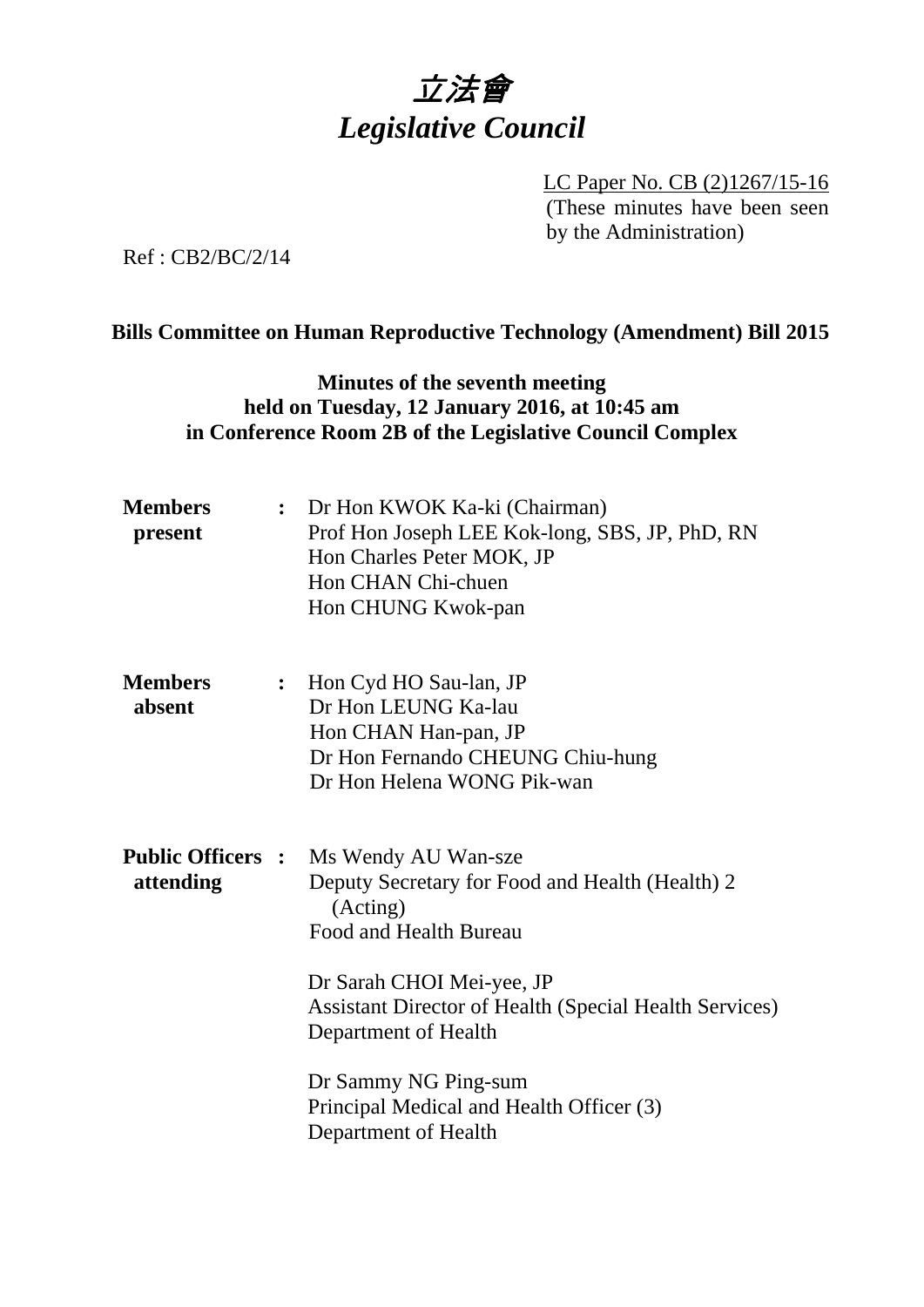# *立法會*
# *Legislative Council*

LC Paper No. CB (2)1267/15-16
(These minutes have been seen by the Administration)

Ref : CB2/BC/2/14

## Bills Committee on Human Reproductive Technology (Amendment) Bill 2015

### Minutes of the seventh meeting held on Tuesday, 12 January 2016, at 10:45 am in Conference Room 2B of the Legislative Council Complex

| | | |
|---|---|---|
| **Members present** | : | Dr Hon KWOK Ka-ki (Chairman)<br>Prof Hon Joseph LEE Kok-long, SBS, JP, PhD, RN<br>Hon Charles Peter MOK, JP<br>Hon CHAN Chi-chuen<br>Hon CHUNG Kwok-pan |
| **Members absent** | : | Hon Cyd HO Sau-lan, JP<br>Dr Hon LEUNG Ka-lau<br>Hon CHAN Han-pan, JP<br>Dr Hon Fernando CHEUNG Chiu-hung<br>Dr Hon Helena WONG Pik-wan |
| **Public Officers attending** | : | Ms Wendy AU Wan-sze<br>Deputy Secretary for Food and Health (Health) 2 (Acting)<br>Food and Health Bureau<br><br>Dr Sarah CHOI Mei-yee, JP<br>Assistant Director of Health (Special Health Services)<br>Department of Health<br><br>Dr Sammy NG Ping-sum<br>Principal Medical and Health Officer (3)<br>Department of Health |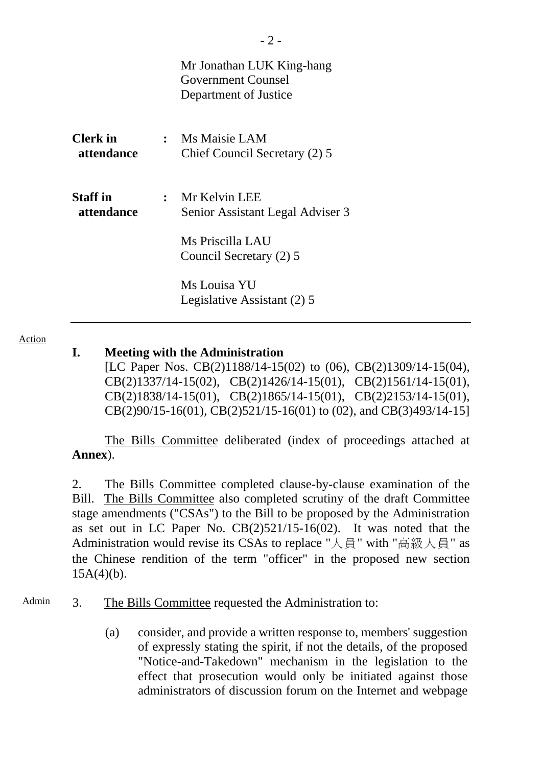Mr Jonathan LUK King-hang
Government Counsel
Department of Justice

| | | |
|---|---|---|
| **Clerk in attendance** | **:** | Ms Maisie LAM<br>Chief Council Secretary (2) 5 |
| **Staff in attendance** | **:** | Mr Kelvin LEE<br>Senior Assistant Legal Adviser 3<br><br>Ms Priscilla LAU<br>Council Secretary (2) 5<br><br>Ms Louisa YU<br>Legislative Assistant (2) 5 |

---

Action

**I. Meeting with the Administration**

[LC Paper Nos. CB(2)1188/14-15(02) to (06), CB(2)1309/14-15(04), CB(2)1337/14-15(02), CB(2)1426/14-15(01), CB(2)1561/14-15(01), CB(2)1838/14-15(01), CB(2)1865/14-15(01), CB(2)2153/14-15(01), CB(2)90/15-16(01), CB(2)521/15-16(01) to (02), and CB(3)493/14-15]

The Bills Committee deliberated (index of proceedings attached at **Annex**).

2. The Bills Committee completed clause-by-clause examination of the Bill. The Bills Committee also completed scrutiny of the draft Committee stage amendments ("CSAs") to the Bill to be proposed by the Administration as set out in LC Paper No. CB(2)521/15-16(02). It was noted that the Administration would revise its CSAs to replace "人員" with "高級人員" as the Chinese rendition of the term "officer" in the proposed new section 15A(4)(b).

Admin

3. The Bills Committee requested the Administration to:

(a) consider, and provide a written response to, members' suggestion of expressly stating the spirit, if not the details, of the proposed "Notice-and-Takedown" mechanism in the legislation to the effect that prosecution would only be initiated against those administrators of discussion forum on the Internet and webpage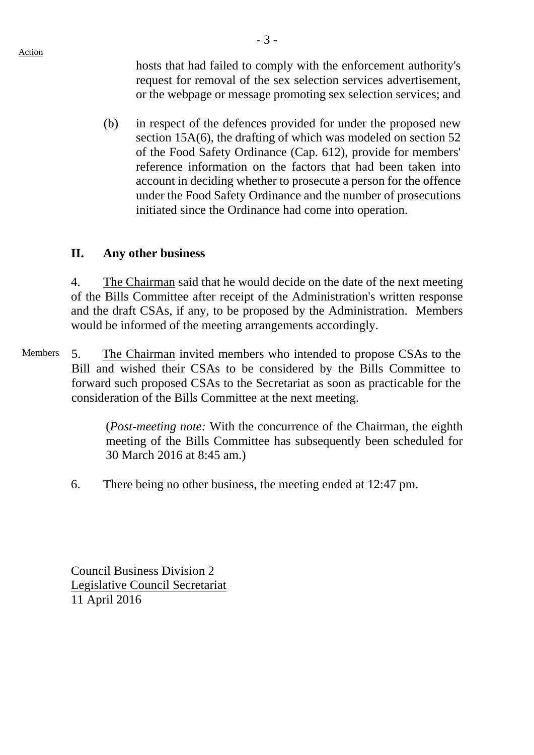hosts that had failed to comply with the enforcement authority's request for removal of the sex selection services advertisement, or the webpage or message promoting sex selection services; and

(b) in respect of the defences provided for under the proposed new section 15A(6), the drafting of which was modeled on section 52 of the Food Safety Ordinance (Cap. 612), provide for members' reference information on the factors that had been taken into account in deciding whether to prosecute a person for the offence under the Food Safety Ordinance and the number of prosecutions initiated since the Ordinance had come into operation.

## II. Any other business

4. The Chairman said that he would decide on the date of the next meeting of the Bills Committee after receipt of the Administration's written response and the draft CSAs, if any, to be proposed by the Administration. Members would be informed of the meeting arrangements accordingly.

Members

5. The Chairman invited members who intended to propose CSAs to the Bill and wished their CSAs to be considered by the Bills Committee to forward such proposed CSAs to the Secretariat as soon as practicable for the consideration of the Bills Committee at the next meeting.

(*Post-meeting note:* With the concurrence of the Chairman, the eighth meeting of the Bills Committee has subsequently been scheduled for 30 March 2016 at 8:45 am.)

6. There being no other business, the meeting ended at 12:47 pm.

Council Business Division 2
Legislative Council Secretariat
11 April 2016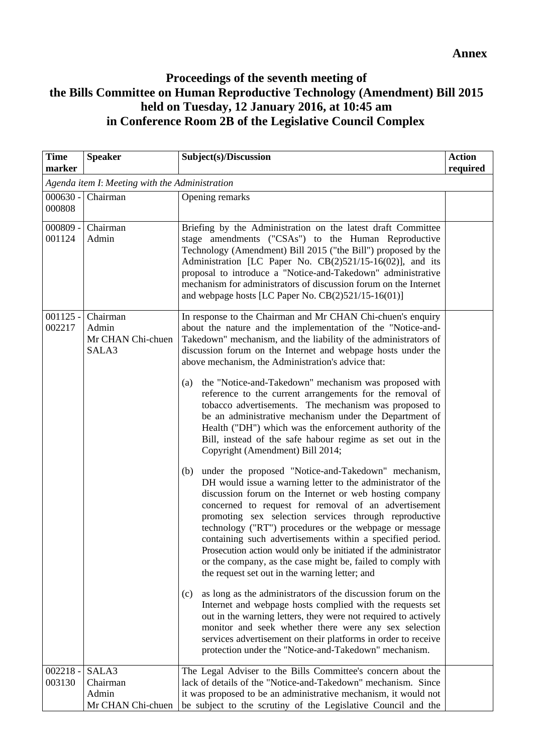**Annex**

# Proceedings of the seventh meeting of the Bills Committee on Human Reproductive Technology (Amendment) Bill 2015 held on Tuesday, 12 January 2016, at 10:45 am in Conference Room 2B of the Legislative Council Complex

| Time marker | Speaker | Subject(s)/Discussion | Action required |
|---|---|---|---|
| *Agenda item I: Meeting with the Administration* | | | |
| 000630 - 000808 | Chairman | Opening remarks | |
| 000809 - 001124 | Chairman<br>Admin | Briefing by the Administration on the latest draft Committee stage amendments ("CSAs") to the Human Reproductive Technology (Amendment) Bill 2015 ("the Bill") proposed by the Administration [LC Paper No. CB(2)521/15-16(02)], and its proposal to introduce a "Notice-and-Takedown" administrative mechanism for administrators of discussion forum on the Internet and webpage hosts [LC Paper No. CB(2)521/15-16(01)] | |
| 001125 - 002217 | Chairman<br>Admin<br>Mr CHAN Chi-chuen<br>SALA3 | In response to the Chairman and Mr CHAN Chi-chuen's enquiry about the nature and the implementation of the "Notice-and-Takedown" mechanism, and the liability of the administrators of discussion forum on the Internet and webpage hosts under the above mechanism, the Administration's advice that:<br><br>(a) the "Notice-and-Takedown" mechanism was proposed with reference to the current arrangements for the removal of tobacco advertisements. The mechanism was proposed to be an administrative mechanism under the Department of Health ("DH") which was the enforcement authority of the Bill, instead of the safe habour regime as set out in the Copyright (Amendment) Bill 2014;<br><br>(b) under the proposed "Notice-and-Takedown" mechanism, DH would issue a warning letter to the administrator of the discussion forum on the Internet or web hosting company concerned to request for removal of an advertisement promoting sex selection services through reproductive technology ("RT") procedures or the webpage or message containing such advertisements within a specified period. Prosecution action would only be initiated if the administrator or the company, as the case might be, failed to comply with the request set out in the warning letter; and<br><br>(c) as long as the administrators of the discussion forum on the Internet and webpage hosts complied with the requests set out in the warning letters, they were not required to actively monitor and seek whether there were any sex selection services advertisement on their platforms in order to receive protection under the "Notice-and-Takedown" mechanism. | |
| 002218 - 003130 | SALA3<br>Chairman<br>Admin<br>Mr CHAN Chi-chuen | The Legal Adviser to the Bills Committee's concern about the lack of details of the "Notice-and-Takedown" mechanism. Since it was proposed to be an administrative mechanism, it would not be subject to the scrutiny of the Legislative Council and the | |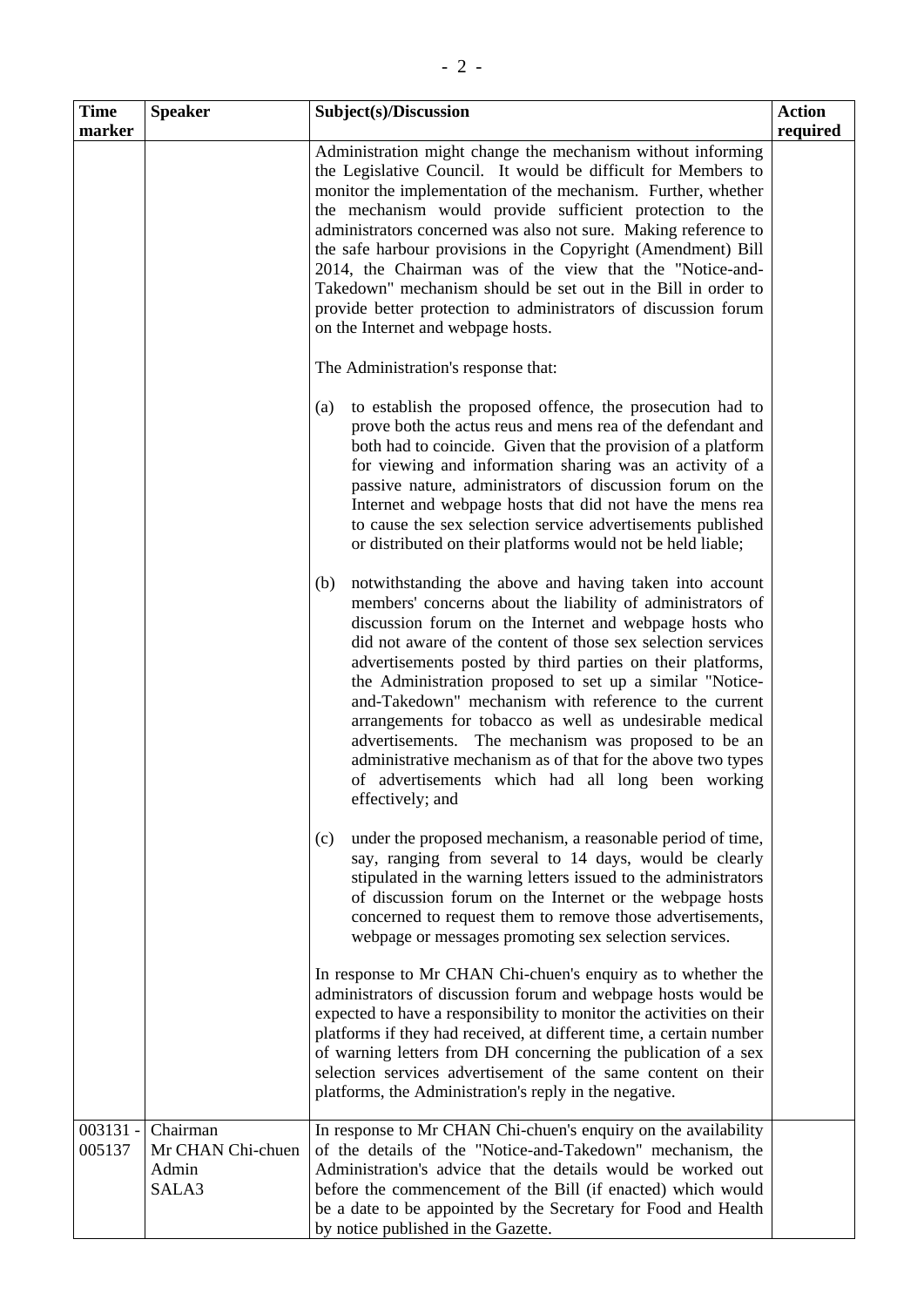| Time marker | Speaker | Subject(s)/Discussion | Action required |
|---|---|---|---|
| | | Administration might change the mechanism without informing the Legislative Council. It would be difficult for Members to monitor the implementation of the mechanism. Further, whether the mechanism would provide sufficient protection to the administrators concerned was also not sure. Making reference to the safe harbour provisions in the Copyright (Amendment) Bill 2014, the Chairman was of the view that the "Notice-and-Takedown" mechanism should be set out in the Bill in order to provide better protection to administrators of discussion forum on the Internet and webpage hosts.<br><br>The Administration's response that:<br><br>(a) to establish the proposed offence, the prosecution had to prove both the actus reus and mens rea of the defendant and both had to coincide. Given that the provision of a platform for viewing and information sharing was an activity of a passive nature, administrators of discussion forum on the Internet and webpage hosts that did not have the mens rea to cause the sex selection service advertisements published or distributed on their platforms would not be held liable;<br><br>(b) notwithstanding the above and having taken into account members' concerns about the liability of administrators of discussion forum on the Internet and webpage hosts who did not aware of the content of those sex selection services advertisements posted by third parties on their platforms, the Administration proposed to set up a similar "Notice-and-Takedown" mechanism with reference to the current arrangements for tobacco as well as undesirable medical advertisements. The mechanism was proposed to be an administrative mechanism as of that for the above two types of advertisements which had all long been working effectively; and<br><br>(c) under the proposed mechanism, a reasonable period of time, say, ranging from several to 14 days, would be clearly stipulated in the warning letters issued to the administrators of discussion forum on the Internet or the webpage hosts concerned to request them to remove those advertisements, webpage or messages promoting sex selection services.<br><br>In response to Mr CHAN Chi-chuen's enquiry as to whether the administrators of discussion forum and webpage hosts would be expected to have a responsibility to monitor the activities on their platforms if they had received, at different time, a certain number of warning letters from DH concerning the publication of a sex selection services advertisement of the same content on their platforms, the Administration's reply in the negative. | |
| 003131 - 005137 | Chairman<br>Mr CHAN Chi-chuen<br>Admin<br>SALA3 | In response to Mr CHAN Chi-chuen's enquiry on the availability of the details of the "Notice-and-Takedown" mechanism, the Administration's advice that the details would be worked out before the commencement of the Bill (if enacted) which would be a date to be appointed by the Secretary for Food and Health by notice published in the Gazette. | |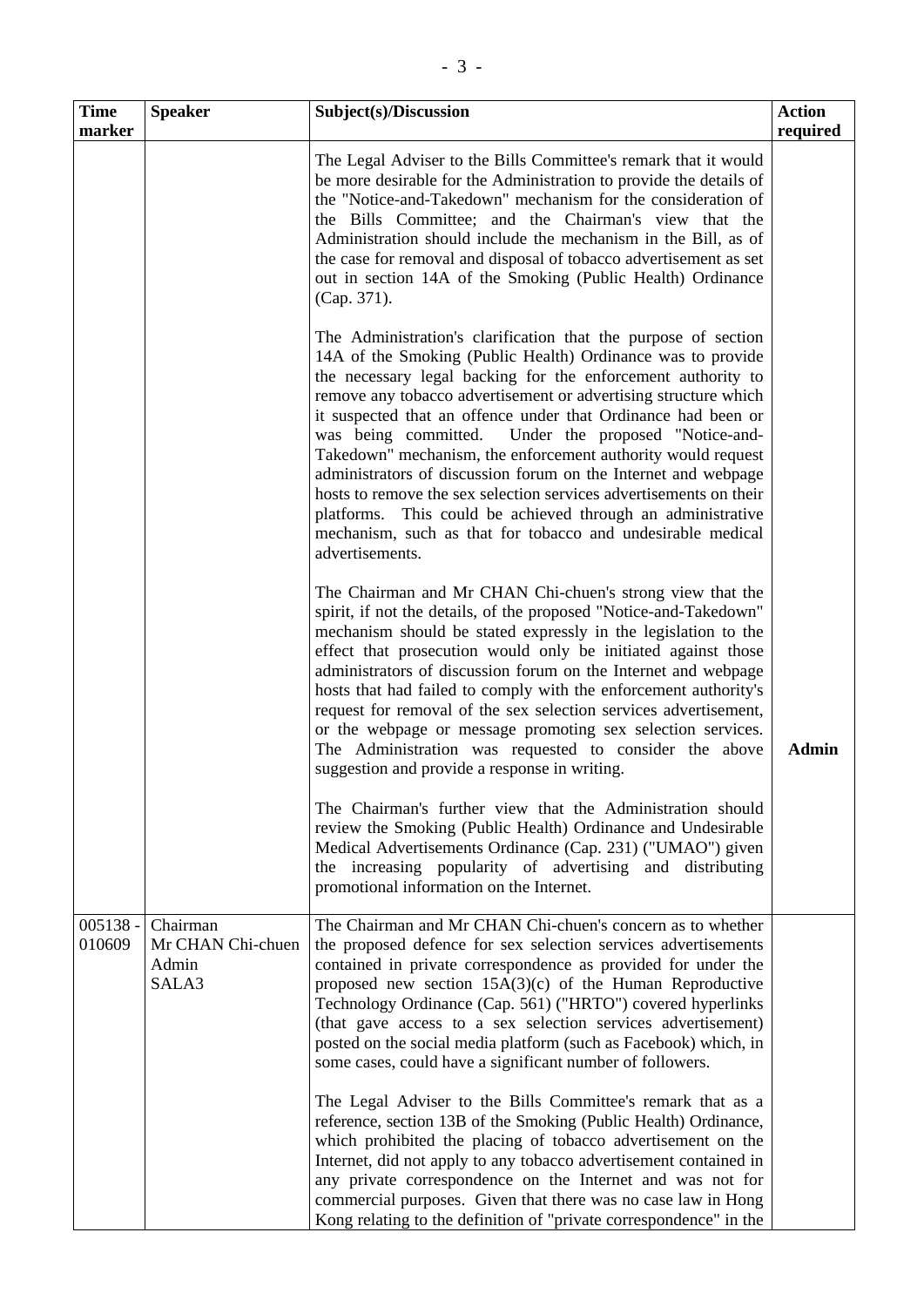| Time marker | Speaker | Subject(s)/Discussion | Action required |
|---|---|---|---|
| | | The Legal Adviser to the Bills Committee's remark that it would be more desirable for the Administration to provide the details of the "Notice-and-Takedown" mechanism for the consideration of the Bills Committee; and the Chairman's view that the Administration should include the mechanism in the Bill, as of the case for removal and disposal of tobacco advertisement as set out in section 14A of the Smoking (Public Health) Ordinance (Cap. 371).<br><br>The Administration's clarification that the purpose of section 14A of the Smoking (Public Health) Ordinance was to provide the necessary legal backing for the enforcement authority to remove any tobacco advertisement or advertising structure which it suspected that an offence under that Ordinance had been or was being committed. Under the proposed "Notice-and-Takedown" mechanism, the enforcement authority would request administrators of discussion forum on the Internet and webpage hosts to remove the sex selection services advertisements on their platforms. This could be achieved through an administrative mechanism, such as that for tobacco and undesirable medical advertisements.<br><br>The Chairman and Mr CHAN Chi-chuen's strong view that the spirit, if not the details, of the proposed "Notice-and-Takedown" mechanism should be stated expressly in the legislation to the effect that prosecution would only be initiated against those administrators of discussion forum on the Internet and webpage hosts that had failed to comply with the enforcement authority's request for removal of the sex selection services advertisement, or the webpage or message promoting sex selection services. The Administration was requested to consider the above suggestion and provide a response in writing.<br><br>The Chairman's further view that the Administration should review the Smoking (Public Health) Ordinance and Undesirable Medical Advertisements Ordinance (Cap. 231) ("UMAO") given the increasing popularity of advertising and distributing promotional information on the Internet. | **Admin** |
| 005138 - 010609 | Chairman<br>Mr CHAN Chi-chuen<br>Admin<br>SALA3 | The Chairman and Mr CHAN Chi-chuen's concern as to whether the proposed defence for sex selection services advertisements contained in private correspondence as provided for under the proposed new section 15A(3)(c) of the Human Reproductive Technology Ordinance (Cap. 561) ("HRTO") covered hyperlinks (that gave access to a sex selection services advertisement) posted on the social media platform (such as Facebook) which, in some cases, could have a significant number of followers.<br><br>The Legal Adviser to the Bills Committee's remark that as a reference, section 13B of the Smoking (Public Health) Ordinance, which prohibited the placing of tobacco advertisement on the Internet, did not apply to any tobacco advertisement contained in any private correspondence on the Internet and was not for commercial purposes. Given that there was no case law in Hong Kong relating to the definition of "private correspondence" in the | |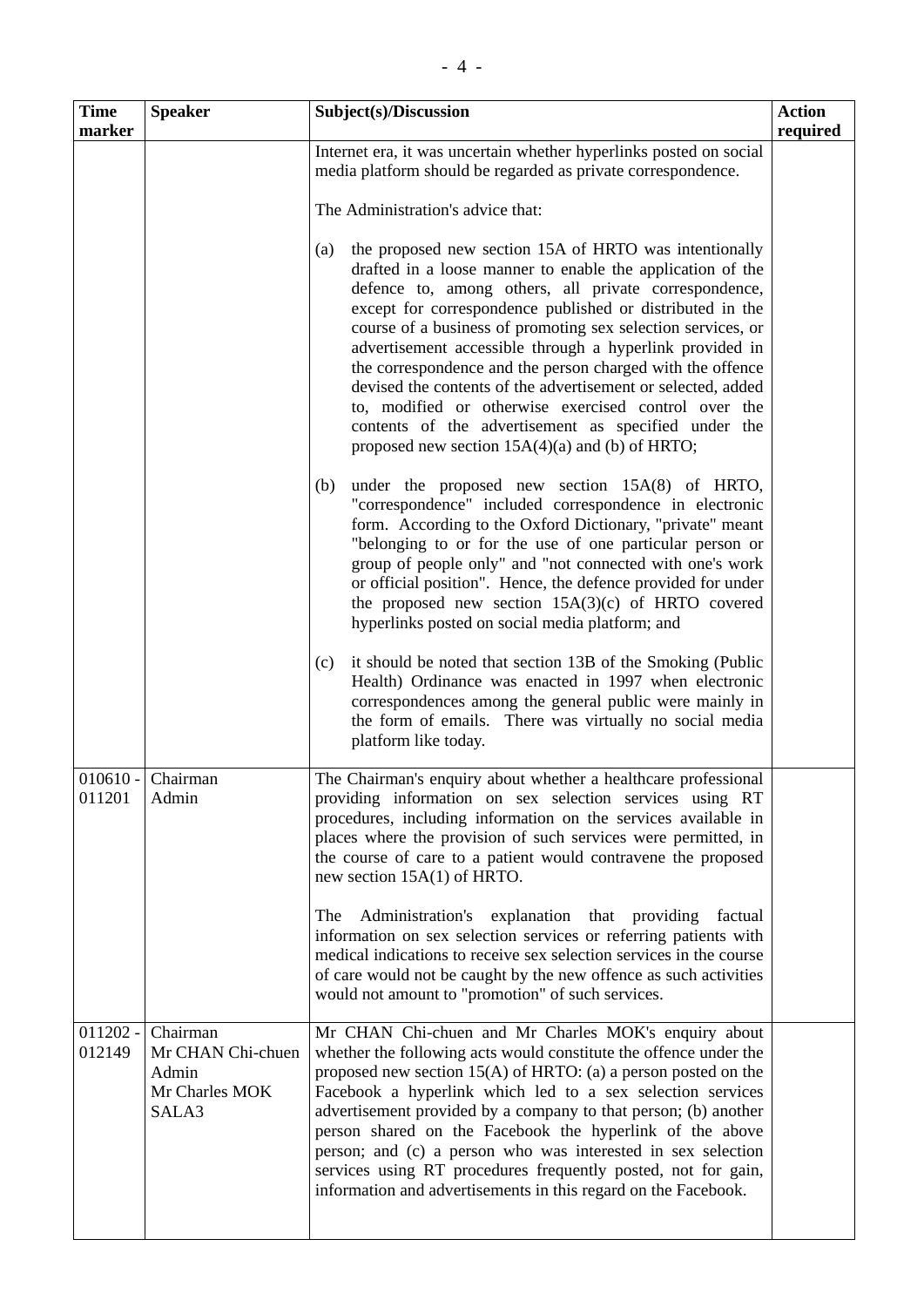| Time marker | Speaker | Subject(s)/Discussion | Action required |
|---|---|---|---|
| | | Internet era, it was uncertain whether hyperlinks posted on social media platform should be regarded as private correspondence.<br><br>The Administration's advice that:<br><br>(a) the proposed new section 15A of HRTO was intentionally drafted in a loose manner to enable the application of the defence to, among others, all private correspondence, except for correspondence published or distributed in the course of a business of promoting sex selection services, or advertisement accessible through a hyperlink provided in the correspondence and the person charged with the offence devised the contents of the advertisement or selected, added to, modified or otherwise exercised control over the contents of the advertisement as specified under the proposed new section 15A(4)(a) and (b) of HRTO;<br><br>(b) under the proposed new section 15A(8) of HRTO, "correspondence" included correspondence in electronic form. According to the Oxford Dictionary, "private" meant "belonging to or for the use of one particular person or group of people only" and "not connected with one's work or official position". Hence, the defence provided for under the proposed new section 15A(3)(c) of HRTO covered hyperlinks posted on social media platform; and<br><br>(c) it should be noted that section 13B of the Smoking (Public Health) Ordinance was enacted in 1997 when electronic correspondences among the general public were mainly in the form of emails. There was virtually no social media platform like today. | |
| 010610 - 011201 | Chairman<br>Admin | The Chairman's enquiry about whether a healthcare professional providing information on sex selection services using RT procedures, including information on the services available in places where the provision of such services were permitted, in the course of care to a patient would contravene the proposed new section 15A(1) of HRTO.<br><br>The Administration's explanation that providing factual information on sex selection services or referring patients with medical indications to receive sex selection services in the course of care would not be caught by the new offence as such activities would not amount to "promotion" of such services. | |
| 011202 - 012149 | Chairman<br>Mr CHAN Chi-chuen<br>Admin<br>Mr Charles MOK<br>SALA3 | Mr CHAN Chi-chuen and Mr Charles MOK's enquiry about whether the following acts would constitute the offence under the proposed new section 15(A) of HRTO: (a) a person posted on the Facebook a hyperlink which led to a sex selection services advertisement provided by a company to that person; (b) another person shared on the Facebook the hyperlink of the above person; and (c) a person who was interested in sex selection services using RT procedures frequently posted, not for gain, information and advertisements in this regard on the Facebook. | |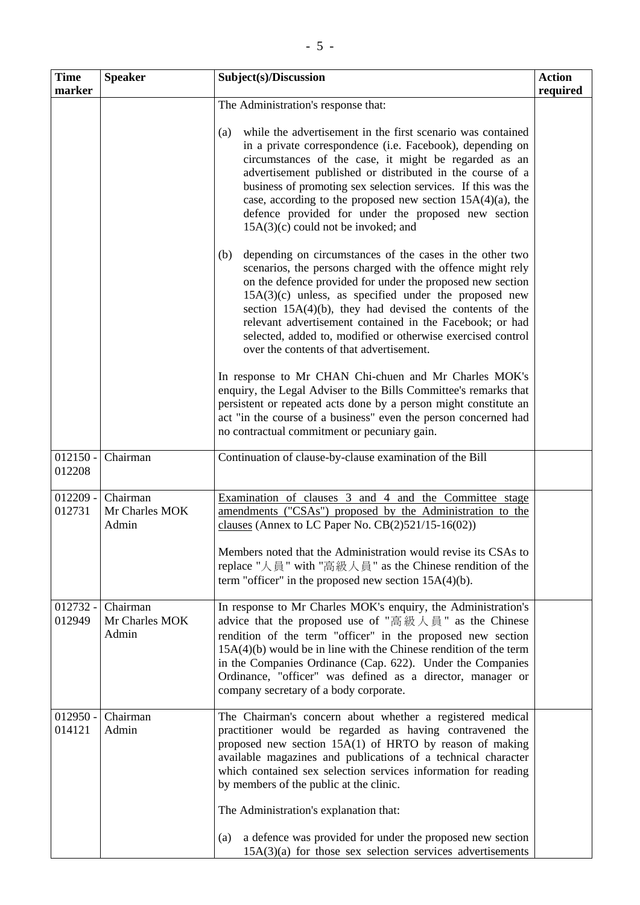| Time marker | Speaker | Subject(s)/Discussion | Action required |
|---|---|---|---|
| | | The Administration's response that:<br><br>(a) while the advertisement in the first scenario was contained in a private correspondence (i.e. Facebook), depending on circumstances of the case, it might be regarded as an advertisement published or distributed in the course of a business of promoting sex selection services. If this was the case, according to the proposed new section 15A(4)(a), the defence provided for under the proposed new section 15A(3)(c) could not be invoked; and<br><br>(b) depending on circumstances of the cases in the other two scenarios, the persons charged with the offence might rely on the defence provided for under the proposed new section 15A(3)(c) unless, as specified under the proposed new section 15A(4)(b), they had devised the contents of the relevant advertisement contained in the Facebook; or had selected, added to, modified or otherwise exercised control over the contents of that advertisement.<br><br>In response to Mr CHAN Chi-chuen and Mr Charles MOK's enquiry, the Legal Adviser to the Bills Committee's remarks that persistent or repeated acts done by a person might constitute an act "in the course of a business" even the person concerned had no contractual commitment or pecuniary gain. | |
| 012150 - 012208 | Chairman | Continuation of clause-by-clause examination of the Bill | |
| 012209 - 012731 | Chairman<br>Mr Charles MOK<br>Admin | Examination of clauses 3 and 4 and the Committee stage amendments ("CSAs") proposed by the Administration to the clauses (Annex to LC Paper No. CB(2)521/15-16(02))<br><br>Members noted that the Administration would revise its CSAs to replace "人員" with "高級人員" as the Chinese rendition of the term "officer" in the proposed new section 15A(4)(b). | |
| 012732 - 012949 | Chairman<br>Mr Charles MOK<br>Admin | In response to Mr Charles MOK's enquiry, the Administration's advice that the proposed use of "高級人員" as the Chinese rendition of the term "officer" in the proposed new section 15A(4)(b) would be in line with the Chinese rendition of the term in the Companies Ordinance (Cap. 622). Under the Companies Ordinance, "officer" was defined as a director, manager or company secretary of a body corporate. | |
| 012950 - 014121 | Chairman<br>Admin | The Chairman's concern about whether a registered medical practitioner would be regarded as having contravened the proposed new section 15A(1) of HRTO by reason of making available magazines and publications of a technical character which contained sex selection services information for reading by members of the public at the clinic.<br><br>The Administration's explanation that:<br><br>(a) a defence was provided for under the proposed new section 15A(3)(a) for those sex selection services advertisements | |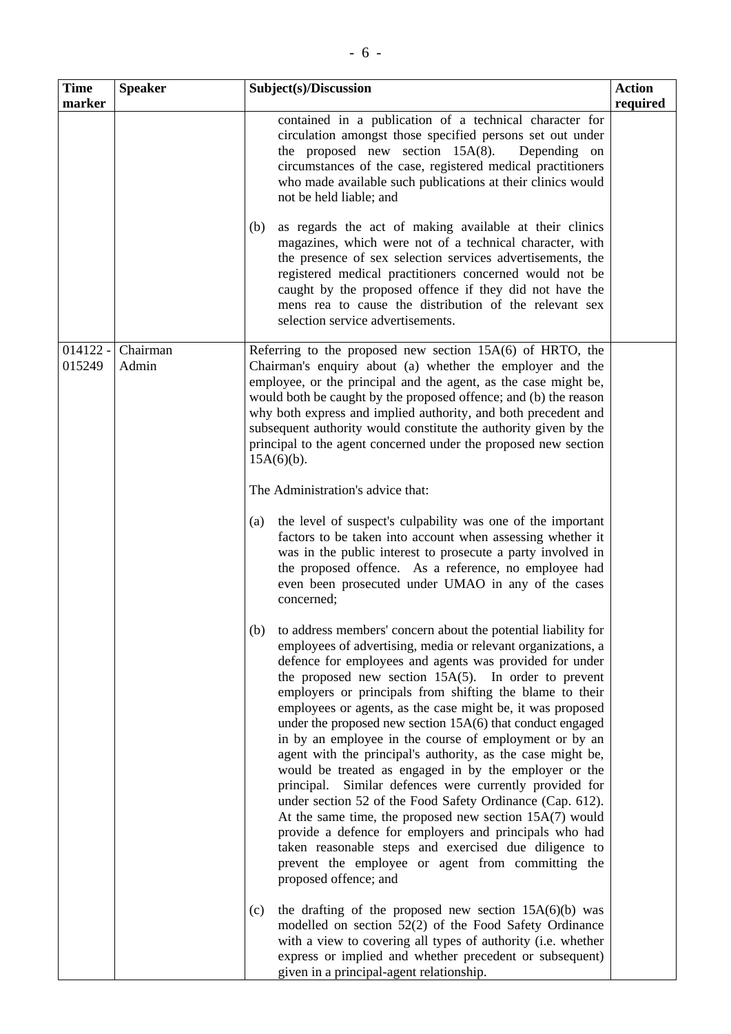| Time marker | Speaker | Subject(s)/Discussion | Action required |
| --- | --- | --- | --- |
| | | contained in a publication of a technical character for circulation amongst those specified persons set out under the proposed new section 15A(8). Depending on circumstances of the case, registered medical practitioners who made available such publications at their clinics would not be held liable; and<br><br>(b) as regards the act of making available at their clinics magazines, which were not of a technical character, with the presence of sex selection services advertisements, the registered medical practitioners concerned would not be caught by the proposed offence if they did not have the mens rea to cause the distribution of the relevant sex selection service advertisements. | |
| 014122 - 015249 | Chairman<br>Admin | Referring to the proposed new section 15A(6) of HRTO, the Chairman's enquiry about (a) whether the employer and the employee, or the principal and the agent, as the case might be, would both be caught by the proposed offence; and (b) the reason why both express and implied authority, and both precedent and subsequent authority would constitute the authority given by the principal to the agent concerned under the proposed new section 15A(6)(b).<br><br>The Administration's advice that:<br><br>(a) the level of suspect's culpability was one of the important factors to be taken into account when assessing whether it was in the public interest to prosecute a party involved in the proposed offence. As a reference, no employee had even been prosecuted under UMAO in any of the cases concerned;<br><br>(b) to address members' concern about the potential liability for employees of advertising, media or relevant organizations, a defence for employees and agents was provided for under the proposed new section 15A(5). In order to prevent employers or principals from shifting the blame to their employees or agents, as the case might be, it was proposed under the proposed new section 15A(6) that conduct engaged in by an employee in the course of employment or by an agent with the principal's authority, as the case might be, would be treated as engaged in by the employer or the principal. Similar defences were currently provided for under section 52 of the Food Safety Ordinance (Cap. 612). At the same time, the proposed new section 15A(7) would provide a defence for employers and principals who had taken reasonable steps and exercised due diligence to prevent the employee or agent from committing the proposed offence; and<br><br>(c) the drafting of the proposed new section 15A(6)(b) was modelled on section 52(2) of the Food Safety Ordinance with a view to covering all types of authority (i.e. whether express or implied and whether precedent or subsequent) given in a principal-agent relationship. | |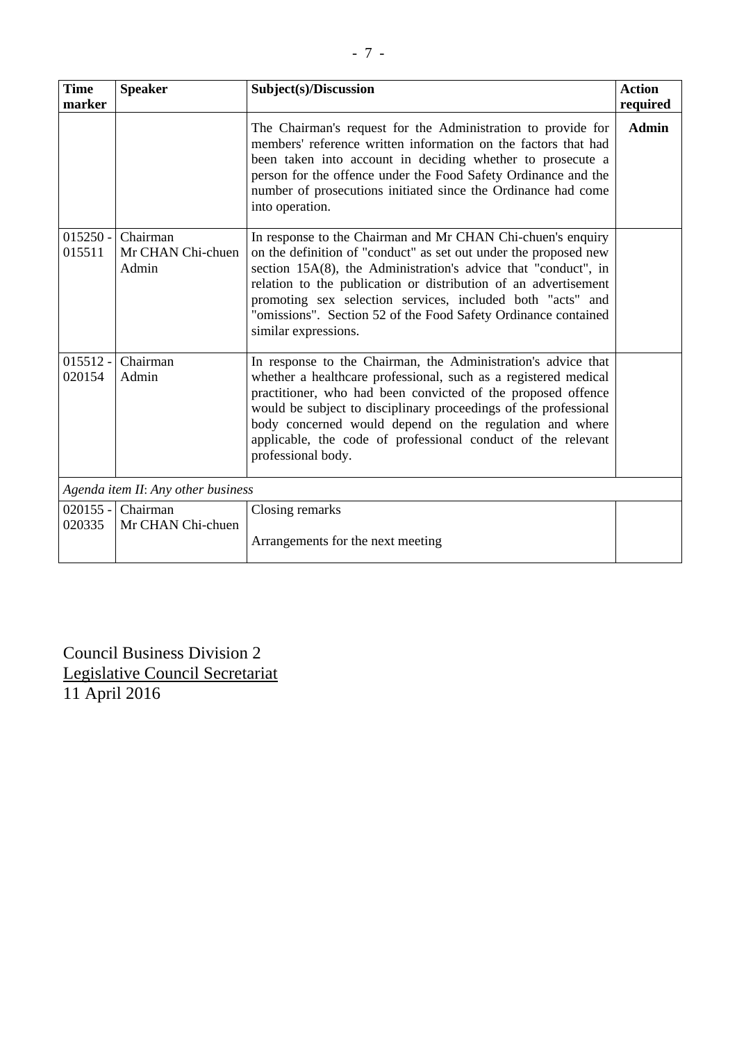| Time marker | Speaker | Subject(s)/Discussion | Action required |
|---|---|---|---|
| | | The Chairman's request for the Administration to provide for members' reference written information on the factors that had been taken into account in deciding whether to prosecute a person for the offence under the Food Safety Ordinance and the number of prosecutions initiated since the Ordinance had come into operation. | **Admin** |
| 015250 - 015511 | Chairman<br>Mr CHAN Chi-chuen<br>Admin | In response to the Chairman and Mr CHAN Chi-chuen's enquiry on the definition of "conduct" as set out under the proposed new section 15A(8), the Administration's advice that "conduct", in relation to the publication or distribution of an advertisement promoting sex selection services, included both "acts" and "omissions". Section 52 of the Food Safety Ordinance contained similar expressions. | |
| 015512 - 020154 | Chairman<br>Admin | In response to the Chairman, the Administration's advice that whether a healthcare professional, such as a registered medical practitioner, who had been convicted of the proposed offence would be subject to disciplinary proceedings of the professional body concerned would depend on the regulation and where applicable, the code of professional conduct of the relevant professional body. | |
| *Agenda item II: Any other business* | | | |
| 020155 - 020335 | Chairman<br>Mr CHAN Chi-chuen | Closing remarks<br><br>Arrangements for the next meeting | |

Council Business Division 2
Legislative Council Secretariat
11 April 2016